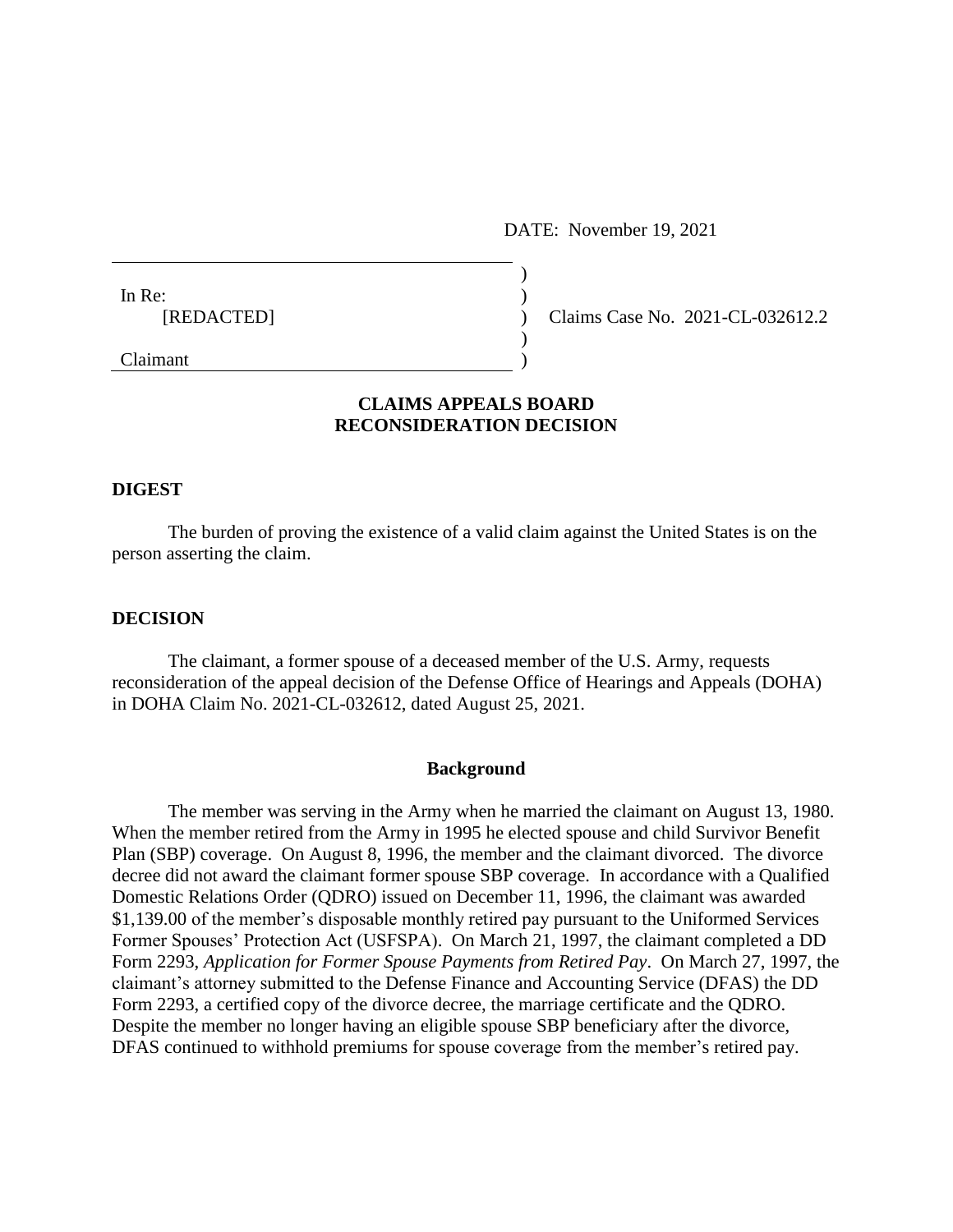DATE: November 19, 2021

In Re:
[REDACTED]

Claimant

Claims Case No. 2021-CL-032612.2

**CLAIMS APPEALS BOARD**
**RECONSIDERATION DECISION**

## DIGEST

The burden of proving the existence of a valid claim against the United States is on the person asserting the claim.

## DECISION

The claimant, a former spouse of a deceased member of the U.S. Army, requests reconsideration of the appeal decision of the Defense Office of Hearings and Appeals (DOHA) in DOHA Claim No. 2021-CL-032612, dated August 25, 2021.

### Background

The member was serving in the Army when he married the claimant on August 13, 1980. When the member retired from the Army in 1995 he elected spouse and child Survivor Benefit Plan (SBP) coverage. On August 8, 1996, the member and the claimant divorced. The divorce decree did not award the claimant former spouse SBP coverage. In accordance with a Qualified Domestic Relations Order (QDRO) issued on December 11, 1996, the claimant was awarded $1,139.00 of the member's disposable monthly retired pay pursuant to the Uniformed Services Former Spouses' Protection Act (USFSPA). On March 21, 1997, the claimant completed a DD Form 2293, *Application for Former Spouse Payments from Retired Pay*. On March 27, 1997, the claimant's attorney submitted to the Defense Finance and Accounting Service (DFAS) the DD Form 2293, a certified copy of the divorce decree, the marriage certificate and the QDRO. Despite the member no longer having an eligible spouse SBP beneficiary after the divorce, DFAS continued to withhold premiums for spouse coverage from the member's retired pay.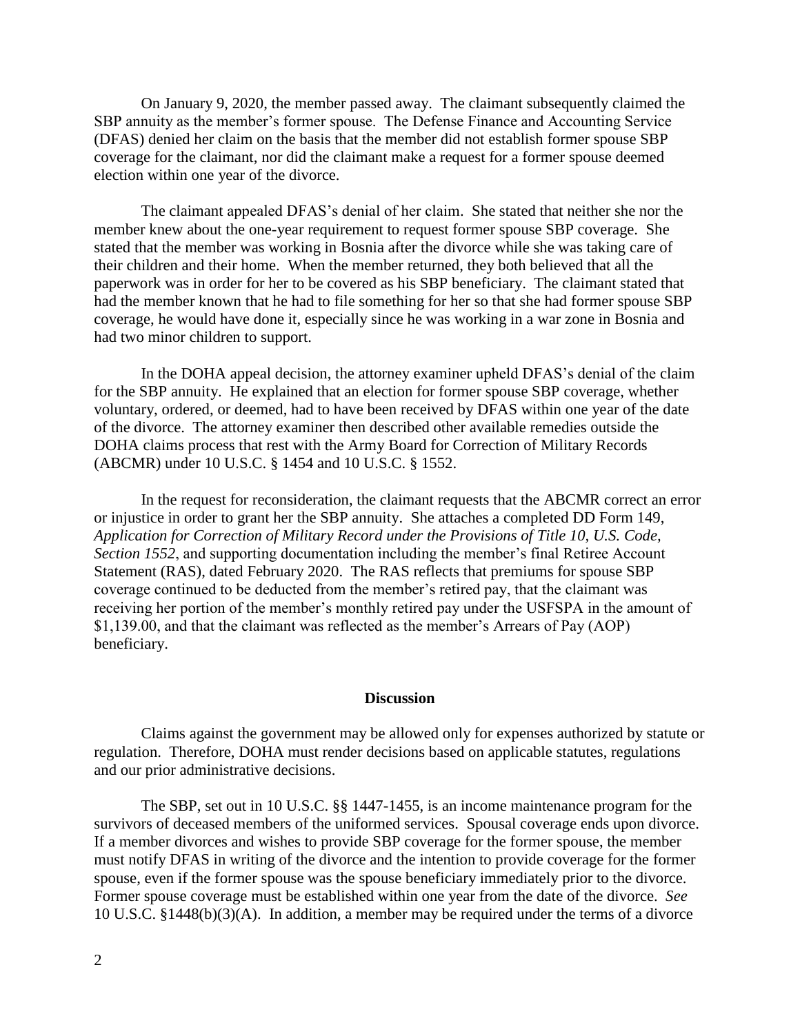On January 9, 2020, the member passed away. The claimant subsequently claimed the SBP annuity as the member's former spouse. The Defense Finance and Accounting Service (DFAS) denied her claim on the basis that the member did not establish former spouse SBP coverage for the claimant, nor did the claimant make a request for a former spouse deemed election within one year of the divorce.

The claimant appealed DFAS's denial of her claim. She stated that neither she nor the member knew about the one-year requirement to request former spouse SBP coverage. She stated that the member was working in Bosnia after the divorce while she was taking care of their children and their home. When the member returned, they both believed that all the paperwork was in order for her to be covered as his SBP beneficiary. The claimant stated that had the member known that he had to file something for her so that she had former spouse SBP coverage, he would have done it, especially since he was working in a war zone in Bosnia and had two minor children to support.

In the DOHA appeal decision, the attorney examiner upheld DFAS's denial of the claim for the SBP annuity. He explained that an election for former spouse SBP coverage, whether voluntary, ordered, or deemed, had to have been received by DFAS within one year of the date of the divorce. The attorney examiner then described other available remedies outside the DOHA claims process that rest with the Army Board for Correction of Military Records (ABCMR) under 10 U.S.C. § 1454 and 10 U.S.C. § 1552.

In the request for reconsideration, the claimant requests that the ABCMR correct an error or injustice in order to grant her the SBP annuity. She attaches a completed DD Form 149, *Application for Correction of Military Record under the Provisions of Title 10, U.S. Code, Section 1552*, and supporting documentation including the member's final Retiree Account Statement (RAS), dated February 2020. The RAS reflects that premiums for spouse SBP coverage continued to be deducted from the member's retired pay, that the claimant was receiving her portion of the member's monthly retired pay under the USFSPA in the amount of $1,139.00, and that the claimant was reflected as the member's Arrears of Pay (AOP) beneficiary.

## Discussion

Claims against the government may be allowed only for expenses authorized by statute or regulation. Therefore, DOHA must render decisions based on applicable statutes, regulations and our prior administrative decisions.

The SBP, set out in 10 U.S.C. §§ 1447-1455, is an income maintenance program for the survivors of deceased members of the uniformed services. Spousal coverage ends upon divorce. If a member divorces and wishes to provide SBP coverage for the former spouse, the member must notify DFAS in writing of the divorce and the intention to provide coverage for the former spouse, even if the former spouse was the spouse beneficiary immediately prior to the divorce. Former spouse coverage must be established within one year from the date of the divorce. *See* 10 U.S.C. §1448(b)(3)(A). In addition, a member may be required under the terms of a divorce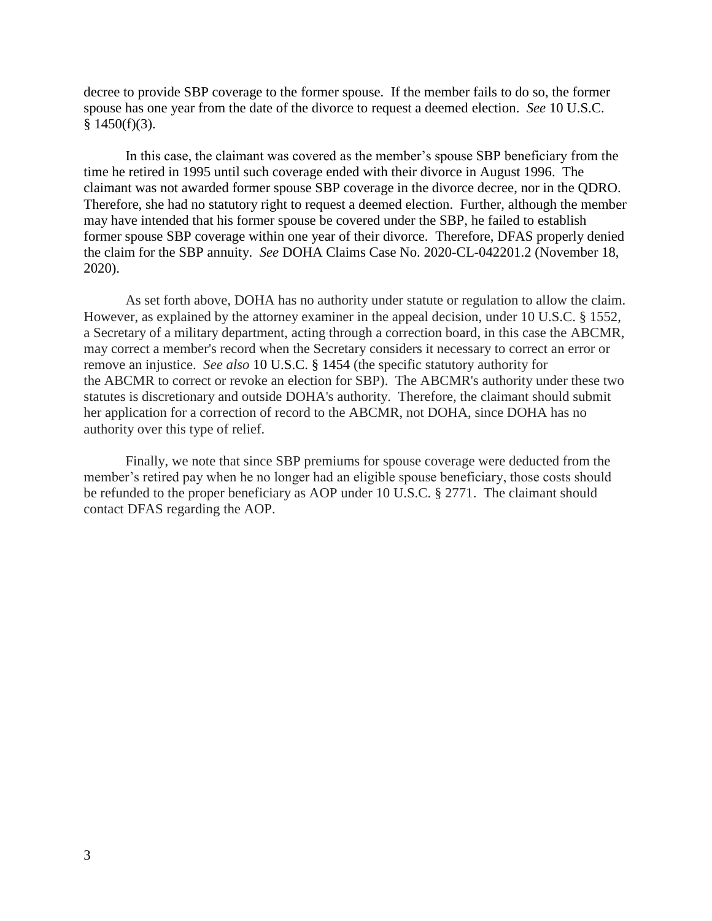decree to provide SBP coverage to the former spouse. If the member fails to do so, the former spouse has one year from the date of the divorce to request a deemed election. *See* 10 U.S.C. § 1450(f)(3).

In this case, the claimant was covered as the member's spouse SBP beneficiary from the time he retired in 1995 until such coverage ended with their divorce in August 1996. The claimant was not awarded former spouse SBP coverage in the divorce decree, nor in the QDRO. Therefore, she had no statutory right to request a deemed election. Further, although the member may have intended that his former spouse be covered under the SBP, he failed to establish former spouse SBP coverage within one year of their divorce. Therefore, DFAS properly denied the claim for the SBP annuity. *See* DOHA Claims Case No. 2020-CL-042201.2 (November 18, 2020).

As set forth above, DOHA has no authority under statute or regulation to allow the claim. However, as explained by the attorney examiner in the appeal decision, under 10 U.S.C. § 1552, a Secretary of a military department, acting through a correction board, in this case the ABCMR, may correct a member's record when the Secretary considers it necessary to correct an error or remove an injustice. *See also* 10 U.S.C. § 1454 (the specific statutory authority for the ABCMR to correct or revoke an election for SBP). The ABCMR's authority under these two statutes is discretionary and outside DOHA's authority. Therefore, the claimant should submit her application for a correction of record to the ABCMR, not DOHA, since DOHA has no authority over this type of relief.

Finally, we note that since SBP premiums for spouse coverage were deducted from the member's retired pay when he no longer had an eligible spouse beneficiary, those costs should be refunded to the proper beneficiary as AOP under 10 U.S.C. § 2771. The claimant should contact DFAS regarding the AOP.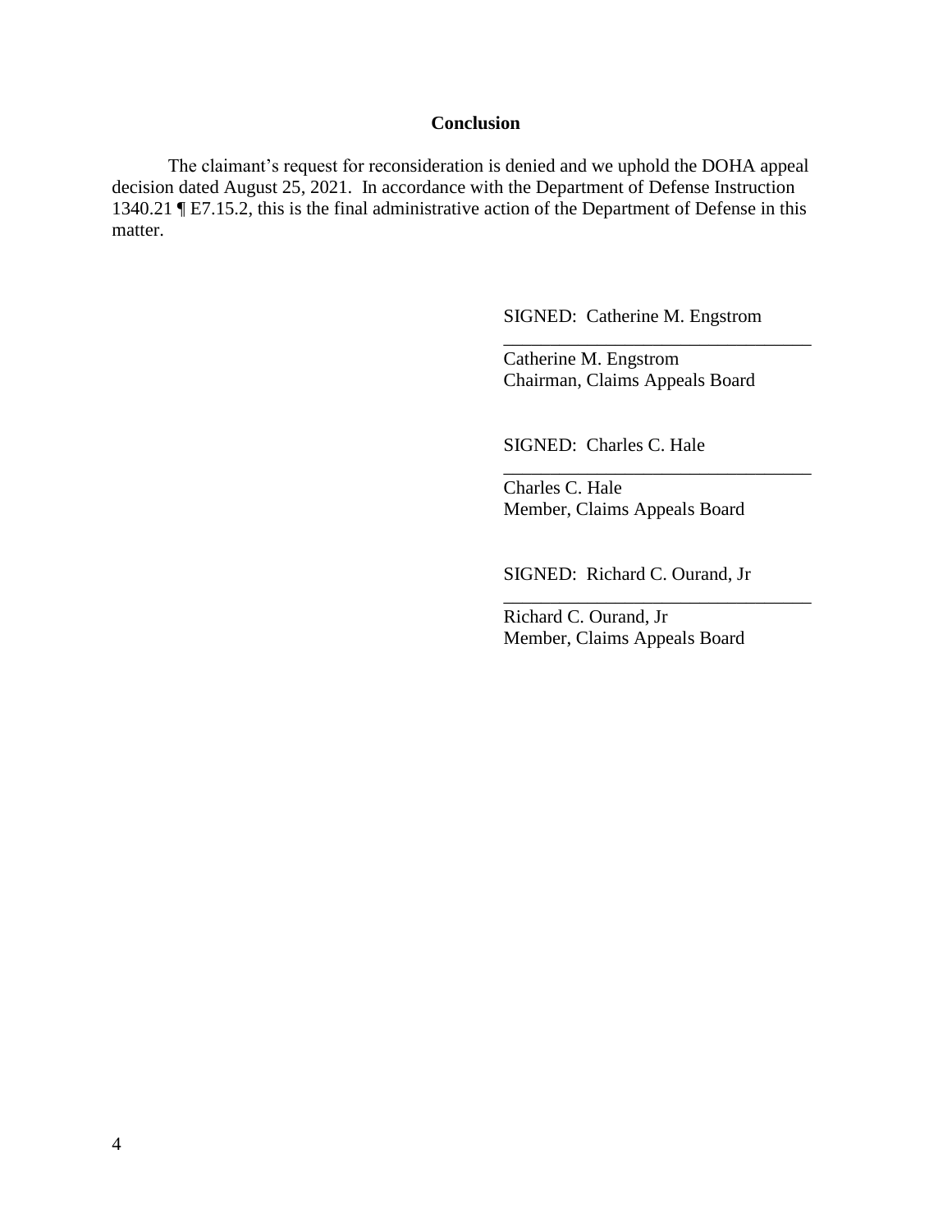## Conclusion

The claimant's request for reconsideration is denied and we uphold the DOHA appeal decision dated August 25, 2021. In accordance with the Department of Defense Instruction 1340.21 ¶ E7.15.2, this is the final administrative action of the Department of Defense in this matter.

SIGNED: Catherine M. Engstrom

\_\_\_\_\_\_\_\_\_\_\_\_\_\_\_\_\_\_\_\_\_\_\_\_\_\_\_\_\_\_\_\_\_

Catherine M. Engstrom
Chairman, Claims Appeals Board

SIGNED: Charles C. Hale

\_\_\_\_\_\_\_\_\_\_\_\_\_\_\_\_\_\_\_\_\_\_\_\_\_\_\_\_\_\_\_\_\_

Charles C. Hale
Member, Claims Appeals Board

SIGNED: Richard C. Ourand, Jr

\_\_\_\_\_\_\_\_\_\_\_\_\_\_\_\_\_\_\_\_\_\_\_\_\_\_\_\_\_\_\_\_\_

Richard C. Ourand, Jr
Member, Claims Appeals Board